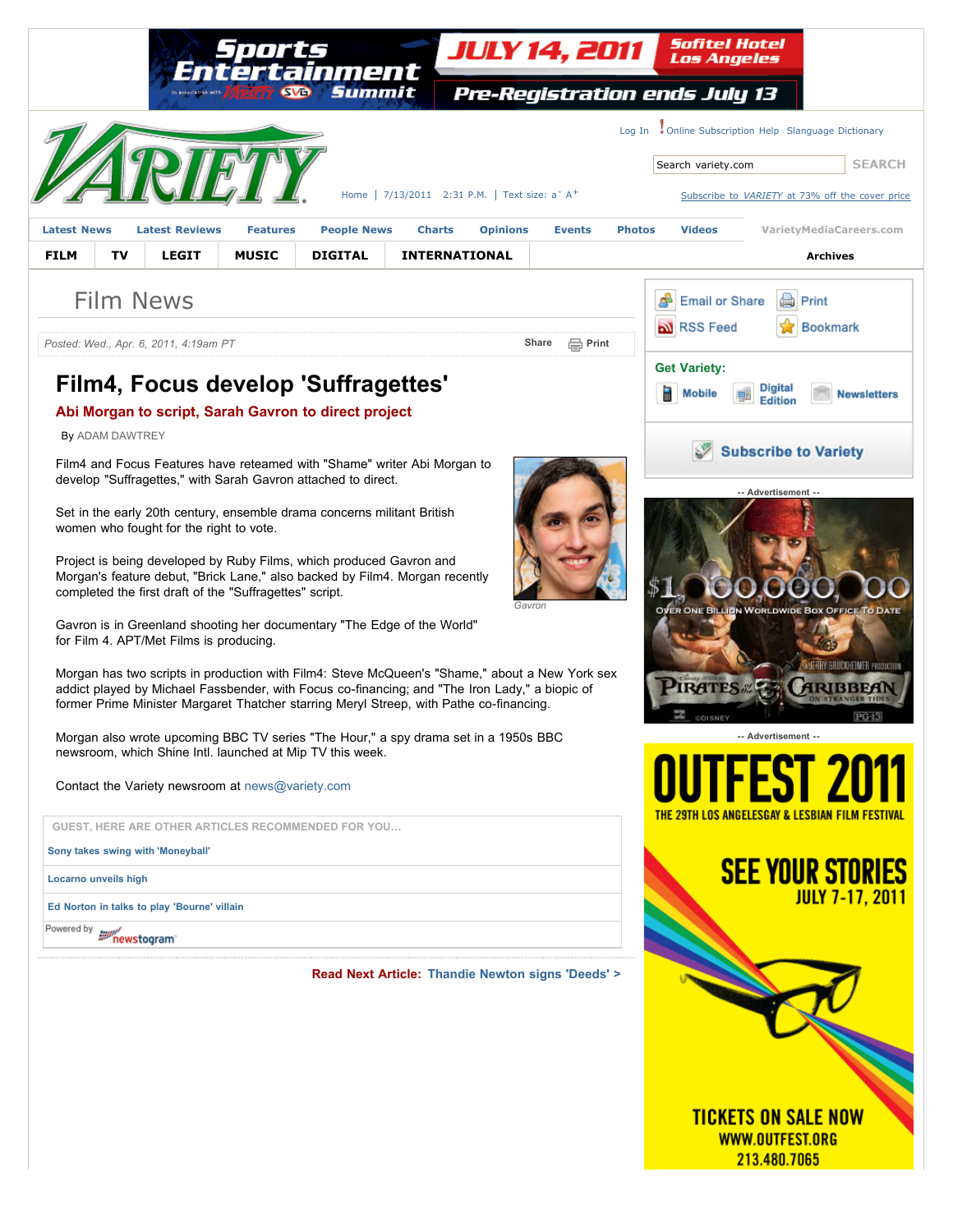# Film4, Focus develop 'Suffragettes'

## Abi Morgan to script, Sarah Gavron to direct project

Posted: Wed., Apr. 6, 2011, 4:19am PT

By ADAM DAWTREY

Film4 and Focus Features have reteamed with "Shame" writer Abi Morgan to develop "Suffragettes," with Sarah Gavron attached to direct.

Gavron

Set in the early 20th century, ensemble drama concerns militant British women who fought for the right to vote.

Project is being developed by Ruby Films, which produced Gavron and Morgan's feature debut, "Brick Lane," also backed by Film4. Morgan recently completed the first draft of the "Suffragettes" script.

Gavron is in Greenland shooting her documentary "The Edge of the World" for Film 4. APT/Met Films is producing.

Morgan has two scripts in production with Film4: Steve McQueen's "Shame," about a New York sex addict played by Michael Fassbender, with Focus co-financing; and "The Iron Lady," a biopic of former Prime Minister Margaret Thatcher starring Meryl Streep, with Pathe co-financing.

Morgan also wrote upcoming BBC TV series "The Hour," a spy drama set in a 1950s BBC newsroom, which Shine Intl. launched at Mip TV this week.

Contact the Variety newsroom at news@variety.com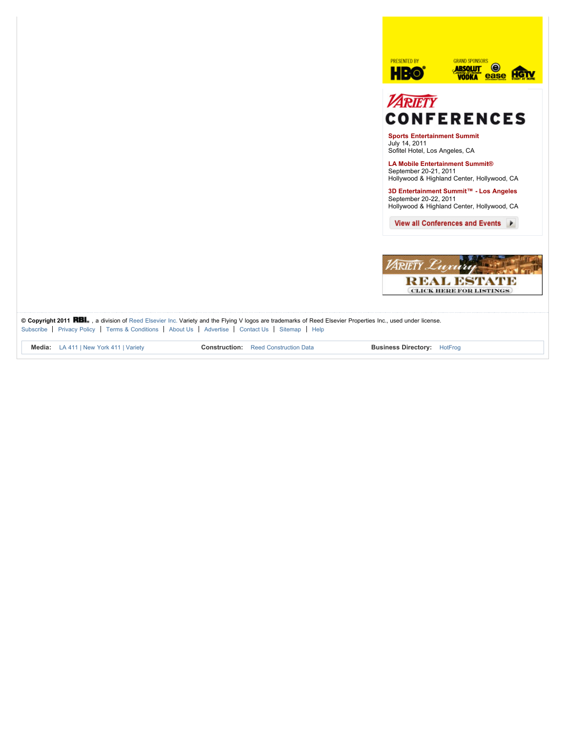PRESENTED BY HBO

GRAND SPONSORS ABSOLUT VODKA ease HGTV

VARIETY CONFERENCES

**Sports Entertainment Summit**
July 14, 2011
Sofitel Hotel, Los Angeles, CA

**LA Mobile Entertainment Summit®**
September 20-21, 2011
Hollywood & Highland Center, Hollywood, CA

**3D Entertainment Summit™ - Los Angeles**
September 20-22, 2011
Hollywood & Highland Center, Hollywood, CA

View all Conferences and Events

VARIETY Luxury REAL ESTATE
CLICK HERE FOR LISTINGS

**© Copyright 2011** RBI , a division of Reed Elsevier Inc. Variety and the Flying V logos are trademarks of Reed Elsevier Properties Inc., used under license.

Subscribe | Privacy Policy | Terms & Conditions | About Us | Advertise | Contact Us | Sitemap | Help

**Media:** LA 411 | New York 411 | Variety **Construction:** Reed Construction Data **Business Directory:** HotFrog